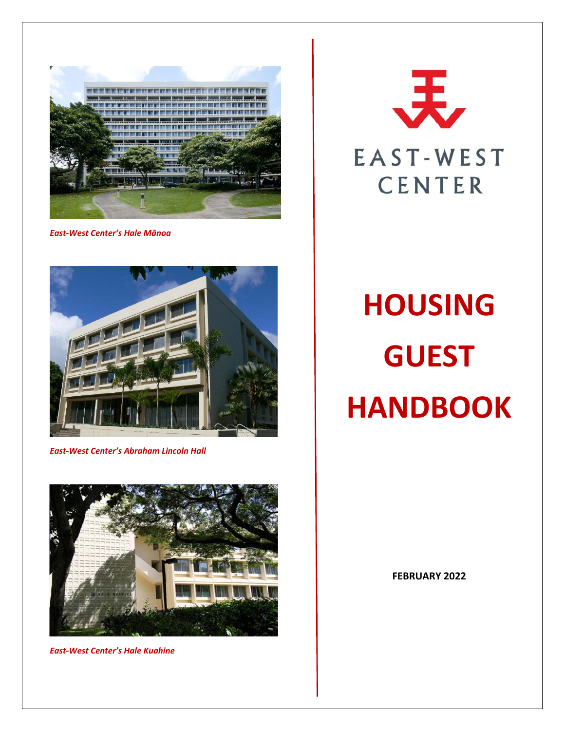*East-West Center's Hale Mānoa*

*East-West Center's Abraham Lincoln Hall*

*East-West Center's Hale Kuahine*

EAST-WEST CENTER

# HOUSING GUEST HANDBOOK

**FEBRUARY 2022**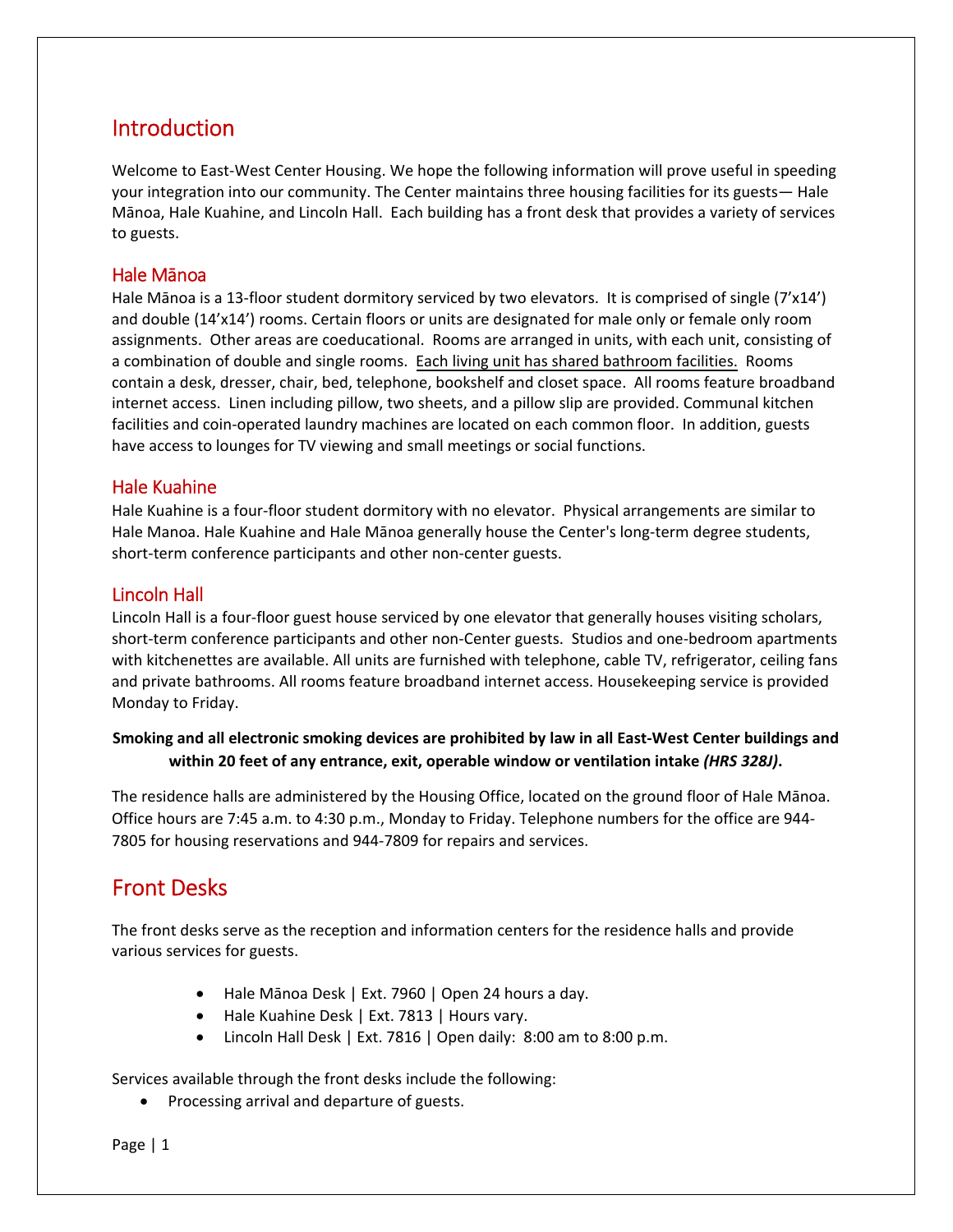## Introduction

Welcome to East-West Center Housing. We hope the following information will prove useful in speeding your integration into our community. The Center maintains three housing facilities for its guests— Hale Mānoa, Hale Kuahine, and Lincoln Hall. Each building has a front desk that provides a variety of services to guests.

### Hale Mānoa

Hale Mānoa is a 13-floor student dormitory serviced by two elevators. It is comprised of single (7'x14') and double (14'x14') rooms. Certain floors or units are designated for male only or female only room assignments. Other areas are coeducational. Rooms are arranged in units, with each unit, consisting of a combination of double and single rooms. <u>Each living unit has shared bathroom facilities.</u> Rooms contain a desk, dresser, chair, bed, telephone, bookshelf and closet space. All rooms feature broadband internet access. Linen including pillow, two sheets, and a pillow slip are provided. Communal kitchen facilities and coin-operated laundry machines are located on each common floor. In addition, guests have access to lounges for TV viewing and small meetings or social functions.

### Hale Kuahine

Hale Kuahine is a four-floor student dormitory with no elevator. Physical arrangements are similar to Hale Manoa. Hale Kuahine and Hale Mānoa generally house the Center's long-term degree students, short-term conference participants and other non-center guests.

### Lincoln Hall

Lincoln Hall is a four-floor guest house serviced by one elevator that generally houses visiting scholars, short-term conference participants and other non-Center guests. Studios and one-bedroom apartments with kitchenettes are available. All units are furnished with telephone, cable TV, refrigerator, ceiling fans and private bathrooms. All rooms feature broadband internet access. Housekeeping service is provided Monday to Friday.

**Smoking and all electronic smoking devices are prohibited by law in all East-West Center buildings and within 20 feet of any entrance, exit, operable window or ventilation intake *(HRS 328J)*.**

The residence halls are administered by the Housing Office, located on the ground floor of Hale Mānoa. Office hours are 7:45 a.m. to 4:30 p.m., Monday to Friday. Telephone numbers for the office are 944-7805 for housing reservations and 944-7809 for repairs and services.

## Front Desks

The front desks serve as the reception and information centers for the residence halls and provide various services for guests.

- Hale Mānoa Desk | Ext. 7960 | Open 24 hours a day.
- Hale Kuahine Desk | Ext. 7813 | Hours vary.
- Lincoln Hall Desk | Ext. 7816 | Open daily: 8:00 am to 8:00 p.m.

Services available through the front desks include the following:

- Processing arrival and departure of guests.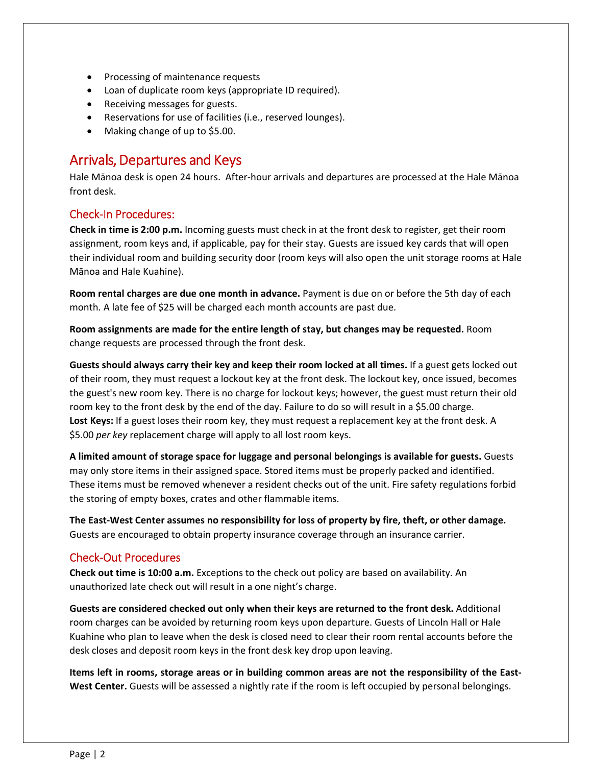- Processing of maintenance requests
- Loan of duplicate room keys (appropriate ID required).
- Receiving messages for guests.
- Reservations for use of facilities (i.e., reserved lounges).
- Making change of up to $5.00.

## Arrivals, Departures and Keys

Hale Mānoa desk is open 24 hours. After-hour arrivals and departures are processed at the Hale Mānoa front desk.

### Check-In Procedures:

**Check in time is 2:00 p.m.** Incoming guests must check in at the front desk to register, get their room assignment, room keys and, if applicable, pay for their stay. Guests are issued key cards that will open their individual room and building security door (room keys will also open the unit storage rooms at Hale Mānoa and Hale Kuahine).

**Room rental charges are due one month in advance.** Payment is due on or before the 5th day of each month. A late fee of $25 will be charged each month accounts are past due.

**Room assignments are made for the entire length of stay, but changes may be requested.** Room change requests are processed through the front desk.

**Guests should always carry their key and keep their room locked at all times.** If a guest gets locked out of their room, they must request a lockout key at the front desk. The lockout key, once issued, becomes the guest's new room key. There is no charge for lockout keys; however, the guest must return their old room key to the front desk by the end of the day. Failure to do so will result in a $5.00 charge.
**Lost Keys:** If a guest loses their room key, they must request a replacement key at the front desk. A $5.00 *per key* replacement charge will apply to all lost room keys.

**A limited amount of storage space for luggage and personal belongings is available for guests.** Guests may only store items in their assigned space. Stored items must be properly packed and identified. These items must be removed whenever a resident checks out of the unit. Fire safety regulations forbid the storing of empty boxes, crates and other flammable items.

**The East-West Center assumes no responsibility for loss of property by fire, theft, or other damage.** Guests are encouraged to obtain property insurance coverage through an insurance carrier.

### Check-Out Procedures

**Check out time is 10:00 a.m.** Exceptions to the check out policy are based on availability. An unauthorized late check out will result in a one night's charge.

**Guests are considered checked out only when their keys are returned to the front desk.** Additional room charges can be avoided by returning room keys upon departure. Guests of Lincoln Hall or Hale Kuahine who plan to leave when the desk is closed need to clear their room rental accounts before the desk closes and deposit room keys in the front desk key drop upon leaving.

**Items left in rooms, storage areas or in building common areas are not the responsibility of the East-West Center.** Guests will be assessed a nightly rate if the room is left occupied by personal belongings.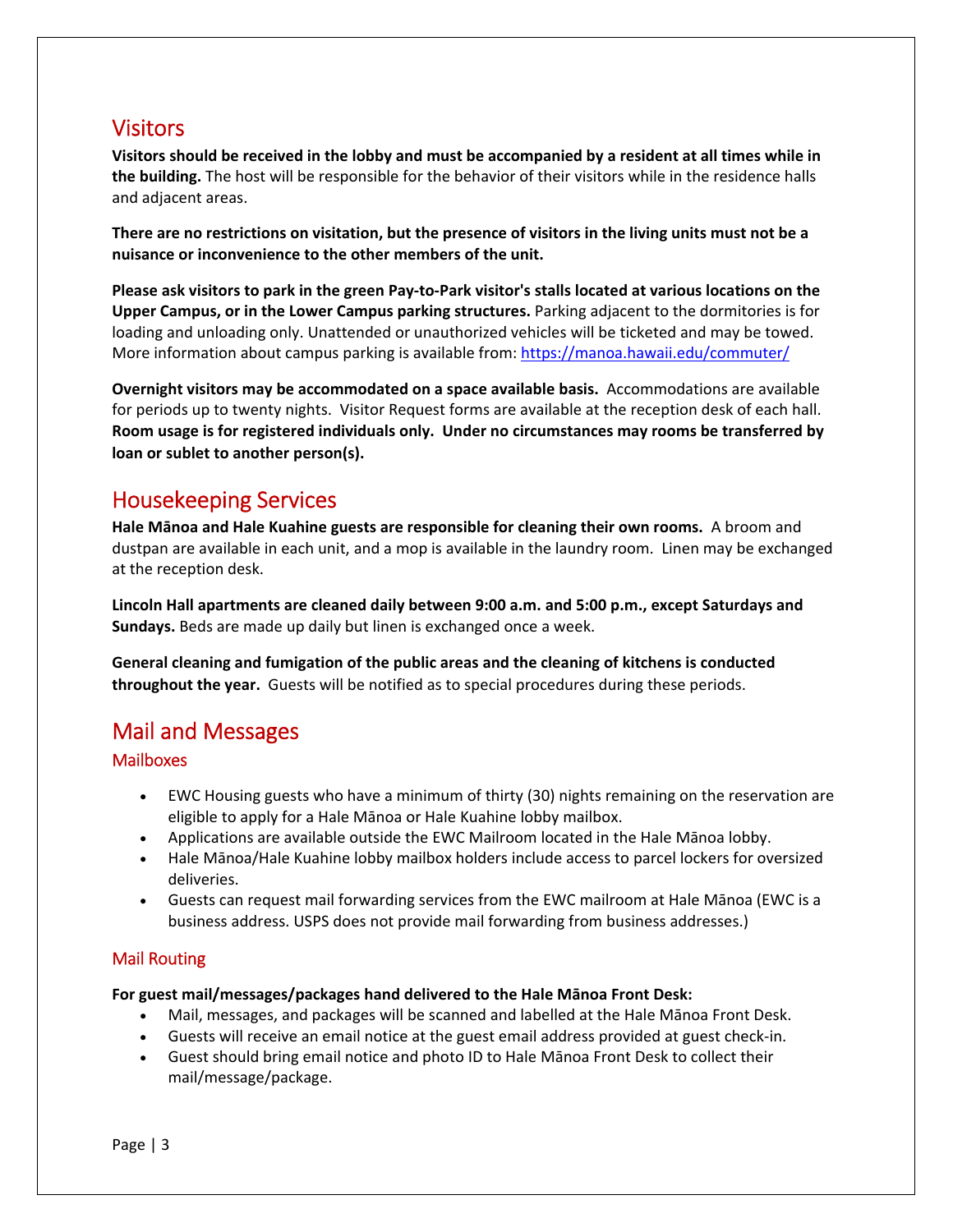## Visitors

**Visitors should be received in the lobby and must be accompanied by a resident at all times while in the building.** The host will be responsible for the behavior of their visitors while in the residence halls and adjacent areas.

**There are no restrictions on visitation, but the presence of visitors in the living units must not be a nuisance or inconvenience to the other members of the unit.**

**Please ask visitors to park in the green Pay-to-Park visitor's stalls located at various locations on the Upper Campus, or in the Lower Campus parking structures.** Parking adjacent to the dormitories is for loading and unloading only. Unattended or unauthorized vehicles will be ticketed and may be towed. More information about campus parking is available from: https://manoa.hawaii.edu/commuter/

**Overnight visitors may be accommodated on a space available basis.** Accommodations are available for periods up to twenty nights. Visitor Request forms are available at the reception desk of each hall. **Room usage is for registered individuals only. Under no circumstances may rooms be transferred by loan or sublet to another person(s).**

## Housekeeping Services

**Hale Mānoa and Hale Kuahine guests are responsible for cleaning their own rooms.** A broom and dustpan are available in each unit, and a mop is available in the laundry room. Linen may be exchanged at the reception desk.

**Lincoln Hall apartments are cleaned daily between 9:00 a.m. and 5:00 p.m., except Saturdays and Sundays.** Beds are made up daily but linen is exchanged once a week.

**General cleaning and fumigation of the public areas and the cleaning of kitchens is conducted throughout the year.** Guests will be notified as to special procedures during these periods.

## Mail and Messages

### Mailboxes

- EWC Housing guests who have a minimum of thirty (30) nights remaining on the reservation are eligible to apply for a Hale Mānoa or Hale Kuahine lobby mailbox.
- Applications are available outside the EWC Mailroom located in the Hale Mānoa lobby.
- Hale Mānoa/Hale Kuahine lobby mailbox holders include access to parcel lockers for oversized deliveries.
- Guests can request mail forwarding services from the EWC mailroom at Hale Mānoa (EWC is a business address. USPS does not provide mail forwarding from business addresses.)

### Mail Routing

**For guest mail/messages/packages hand delivered to the Hale Mānoa Front Desk:**

- Mail, messages, and packages will be scanned and labelled at the Hale Mānoa Front Desk.
- Guests will receive an email notice at the guest email address provided at guest check-in.
- Guest should bring email notice and photo ID to Hale Mānoa Front Desk to collect their mail/message/package.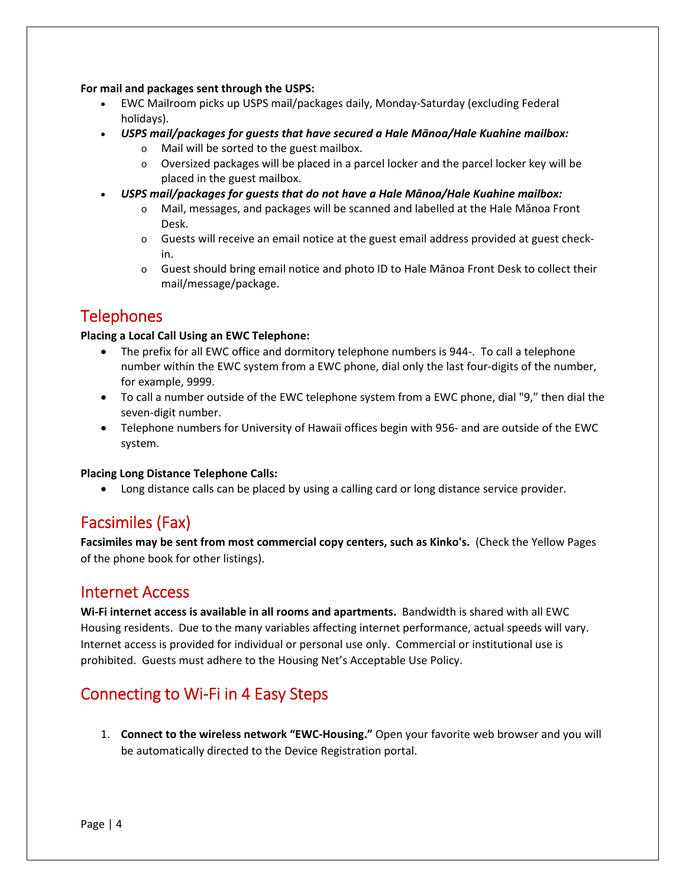**For mail and packages sent through the USPS:**

- EWC Mailroom picks up USPS mail/packages daily, Monday-Saturday (excluding Federal holidays).
- ***USPS mail/packages for guests that have secured a Hale Mānoa/Hale Kuahine mailbox:***
  - Mail will be sorted to the guest mailbox.
  - Oversized packages will be placed in a parcel locker and the parcel locker key will be placed in the guest mailbox.
- ***USPS mail/packages for guests that do not have a Hale Mānoa/Hale Kuahine mailbox:***
  - Mail, messages, and packages will be scanned and labelled at the Hale Mānoa Front Desk.
  - Guests will receive an email notice at the guest email address provided at guest check-in.
  - Guest should bring email notice and photo ID to Hale Mānoa Front Desk to collect their mail/message/package.

## Telephones

**Placing a Local Call Using an EWC Telephone:**

- The prefix for all EWC office and dormitory telephone numbers is 944-. To call a telephone number within the EWC system from a EWC phone, dial only the last four-digits of the number, for example, 9999.
- To call a number outside of the EWC telephone system from a EWC phone, dial "9," then dial the seven-digit number.
- Telephone numbers for University of Hawaii offices begin with 956- and are outside of the EWC system.

**Placing Long Distance Telephone Calls:**

- Long distance calls can be placed by using a calling card or long distance service provider.

## Facsimiles (Fax)

**Facsimiles may be sent from most commercial copy centers, such as Kinko's.** (Check the Yellow Pages of the phone book for other listings).

## Internet Access

**Wi-Fi internet access is available in all rooms and apartments.** Bandwidth is shared with all EWC Housing residents. Due to the many variables affecting internet performance, actual speeds will vary. Internet access is provided for individual or personal use only. Commercial or institutional use is prohibited. Guests must adhere to the Housing Net's Acceptable Use Policy.

## Connecting to Wi-Fi in 4 Easy Steps

1. **Connect to the wireless network "EWC-Housing."** Open your favorite web browser and you will be automatically directed to the Device Registration portal.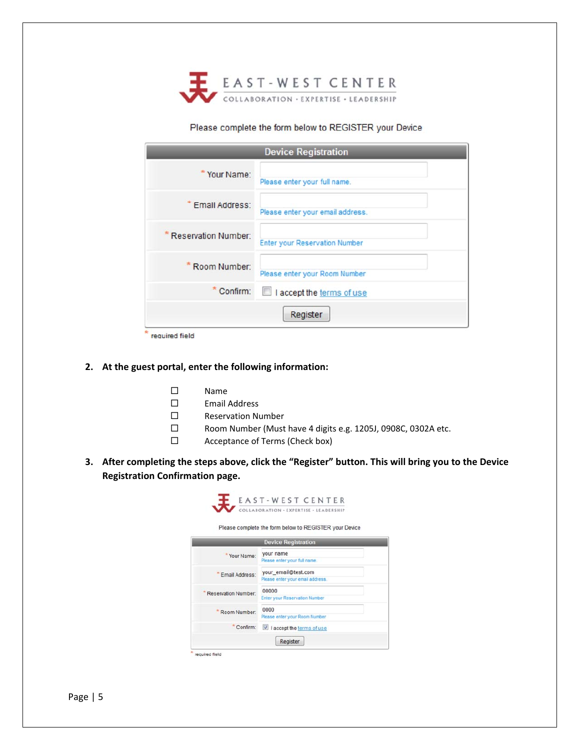EAST-WEST CENTER

COLLABORATION · EXPERTISE · LEADERSHIP

Please complete the form below to REGISTER your Device

**Device Registration**

| | |
|---|---|
| * Your Name: | Please enter your full name. |
| * Email Address: | Please enter your email address. |
| * Reservation Number: | Enter your Reservation Number |
| * Room Number: | Please enter your Room Number |
| * Confirm: | ☐ I accept the terms of use |

Register

* required field

2. **At the guest portal, enter the following information:**

- ☐ Name
- ☐ Email Address
- ☐ Reservation Number
- ☐ Room Number (Must have 4 digits e.g. 1205J, 0908C, 0302A etc.
- ☐ Acceptance of Terms (Check box)

3. **After completing the steps above, click the "Register" button. This will bring you to the Device Registration Confirmation page.**

EAST-WEST CENTER

COLLABORATION · EXPERTISE · LEADERSHIP

Please complete the form below to REGISTER your Device

**Device Registration**

| | |
|---|---|
| * Your Name: | your name<br>Please enter your full name. |
| * Email Address: | your_email@test.com<br>Please enter your email address. |
| * Reservation Number: | 00000<br>Enter your Reservation Number |
| * Room Number: | 0000<br>Please enter your Room Number |
| * Confirm: | ☑ I accept the terms of use |

Register

* required field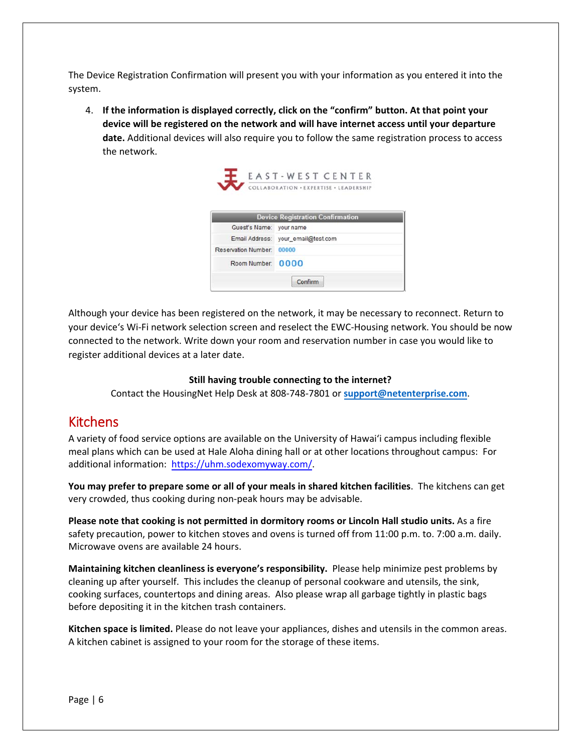The Device Registration Confirmation will present you with your information as you entered it into the system.

4. **If the information is displayed correctly, click on the "confirm" button. At that point your device will be registered on the network and will have internet access until your departure date.** Additional devices will also require you to follow the same registration process to access the network.

EAST-WEST CENTER
COLLABORATION • EXPERTISE • LEADERSHIP

| Device Registration Confirmation | |
|---|---|
| Guest's Name: | your name |
| Email Address: | your_email@test.com |
| Reservation Number: | 00000 |
| Room Number: | 0000 |
| Confirm | |

Although your device has been registered on the network, it may be necessary to reconnect. Return to your device's Wi-Fi network selection screen and reselect the EWC-Housing network. You should be now connected to the network. Write down your room and reservation number in case you would like to register additional devices at a later date.

**Still having trouble connecting to the internet?**
Contact the HousingNet Help Desk at 808-748-7801 or **support@netenterprise.com**.

## Kitchens

A variety of food service options are available on the University of Hawai'i campus including flexible meal plans which can be used at Hale Aloha dining hall or at other locations throughout campus: For additional information: https://uhm.sodexomyway.com/.

**You may prefer to prepare some or all of your meals in shared kitchen facilities**. The kitchens can get very crowded, thus cooking during non-peak hours may be advisable.

**Please note that cooking is not permitted in dormitory rooms or Lincoln Hall studio units.** As a fire safety precaution, power to kitchen stoves and ovens is turned off from 11:00 p.m. to. 7:00 a.m. daily. Microwave ovens are available 24 hours.

**Maintaining kitchen cleanliness is everyone's responsibility.** Please help minimize pest problems by cleaning up after yourself. This includes the cleanup of personal cookware and utensils, the sink, cooking surfaces, countertops and dining areas. Also please wrap all garbage tightly in plastic bags before depositing it in the kitchen trash containers.

**Kitchen space is limited.** Please do not leave your appliances, dishes and utensils in the common areas. A kitchen cabinet is assigned to your room for the storage of these items.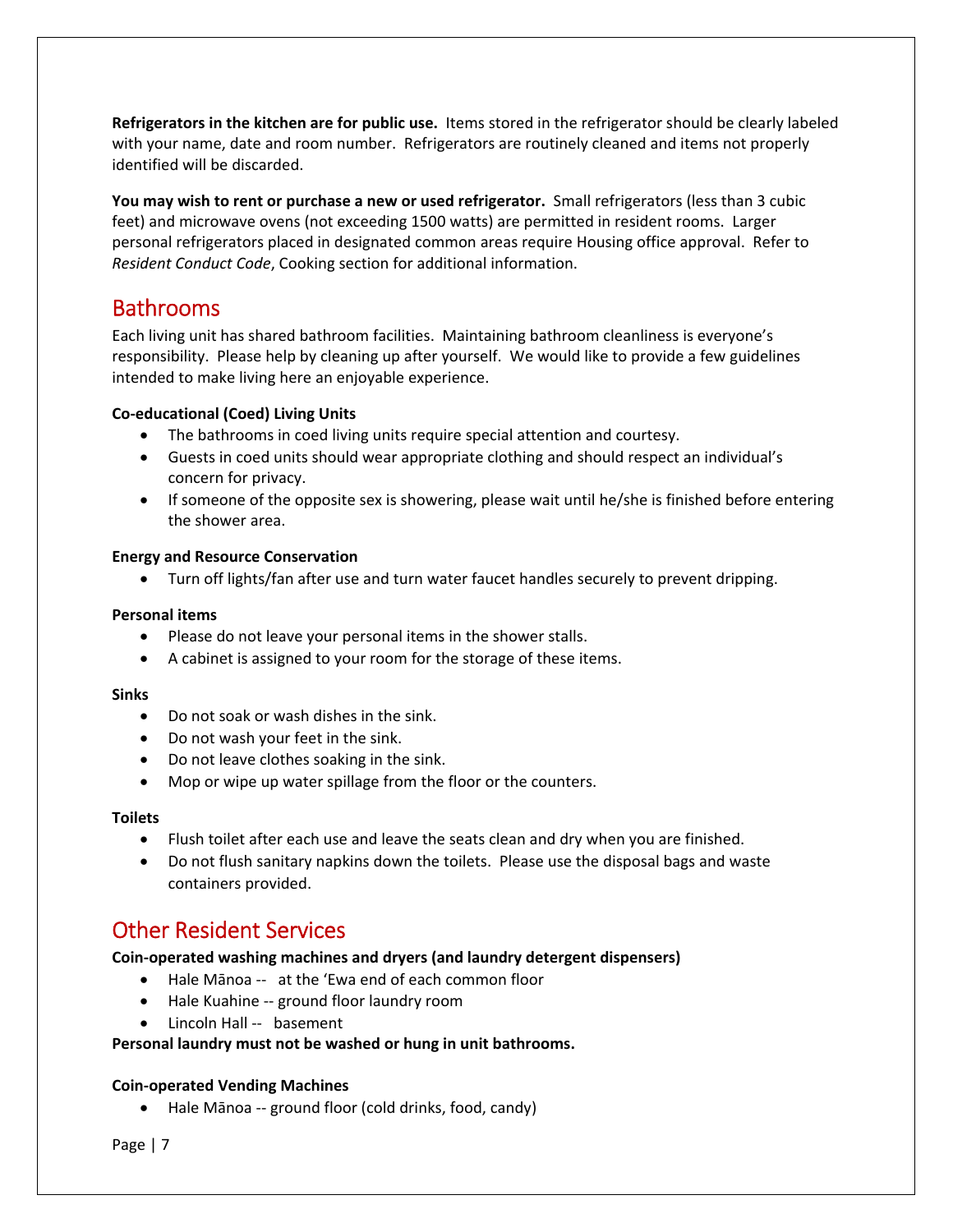**Refrigerators in the kitchen are for public use.** Items stored in the refrigerator should be clearly labeled with your name, date and room number. Refrigerators are routinely cleaned and items not properly identified will be discarded.

**You may wish to rent or purchase a new or used refrigerator.** Small refrigerators (less than 3 cubic feet) and microwave ovens (not exceeding 1500 watts) are permitted in resident rooms. Larger personal refrigerators placed in designated common areas require Housing office approval. Refer to *Resident Conduct Code*, Cooking section for additional information.

## Bathrooms

Each living unit has shared bathroom facilities. Maintaining bathroom cleanliness is everyone's responsibility. Please help by cleaning up after yourself. We would like to provide a few guidelines intended to make living here an enjoyable experience.

**Co-educational (Coed) Living Units**

- The bathrooms in coed living units require special attention and courtesy.
- Guests in coed units should wear appropriate clothing and should respect an individual's concern for privacy.
- If someone of the opposite sex is showering, please wait until he/she is finished before entering the shower area.

**Energy and Resource Conservation**

- Turn off lights/fan after use and turn water faucet handles securely to prevent dripping.

**Personal items**

- Please do not leave your personal items in the shower stalls.
- A cabinet is assigned to your room for the storage of these items.

**Sinks**

- Do not soak or wash dishes in the sink.
- Do not wash your feet in the sink.
- Do not leave clothes soaking in the sink.
- Mop or wipe up water spillage from the floor or the counters.

**Toilets**

- Flush toilet after each use and leave the seats clean and dry when you are finished.
- Do not flush sanitary napkins down the toilets. Please use the disposal bags and waste containers provided.

## Other Resident Services

**Coin-operated washing machines and dryers (and laundry detergent dispensers)**

- Hale Mānoa -- at the 'Ewa end of each common floor
- Hale Kuahine -- ground floor laundry room
- Lincoln Hall -- basement

**Personal laundry must not be washed or hung in unit bathrooms.**

**Coin-operated Vending Machines**

- Hale Mānoa -- ground floor (cold drinks, food, candy)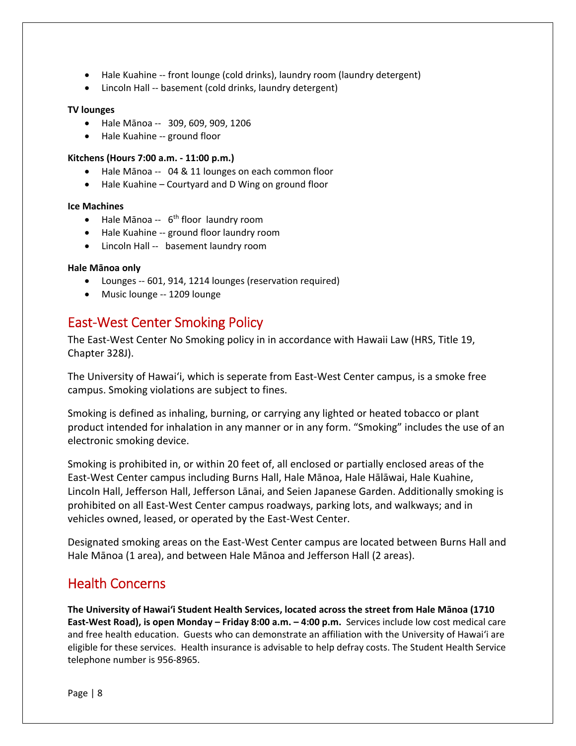- Hale Kuahine -- front lounge (cold drinks), laundry room (laundry detergent)
- Lincoln Hall -- basement (cold drinks, laundry detergent)

**TV lounges**

- Hale Mānoa -- 309, 609, 909, 1206
- Hale Kuahine -- ground floor

**Kitchens (Hours 7:00 a.m. - 11:00 p.m.)**

- Hale Mānoa -- 04 & 11 lounges on each common floor
- Hale Kuahine – Courtyard and D Wing on ground floor

**Ice Machines**

- Hale Mānoa -- 6th floor laundry room
- Hale Kuahine -- ground floor laundry room
- Lincoln Hall -- basement laundry room

**Hale Mānoa only**

- Lounges -- 601, 914, 1214 lounges (reservation required)
- Music lounge -- 1209 lounge

## East-West Center Smoking Policy

The East-West Center No Smoking policy in in accordance with Hawaii Law (HRS, Title 19, Chapter 328J).

The University of Hawaiʻi, which is seperate from East-West Center campus, is a smoke free campus. Smoking violations are subject to fines.

Smoking is defined as inhaling, burning, or carrying any lighted or heated tobacco or plant product intended for inhalation in any manner or in any form. "Smoking" includes the use of an electronic smoking device.

Smoking is prohibited in, or within 20 feet of, all enclosed or partially enclosed areas of the East-West Center campus including Burns Hall, Hale Mānoa, Hale Hālāwai, Hale Kuahine, Lincoln Hall, Jefferson Hall, Jefferson Lānai, and Seien Japanese Garden. Additionally smoking is prohibited on all East-West Center campus roadways, parking lots, and walkways; and in vehicles owned, leased, or operated by the East-West Center.

Designated smoking areas on the East-West Center campus are located between Burns Hall and Hale Mānoa (1 area), and between Hale Mānoa and Jefferson Hall (2 areas).

## Health Concerns

**The University of Hawaiʻi Student Health Services, located across the street from Hale Mānoa (1710 East-West Road), is open Monday – Friday 8:00 a.m. – 4:00 p.m.** Services include low cost medical care and free health education. Guests who can demonstrate an affiliation with the University of Hawaiʻi are eligible for these services. Health insurance is advisable to help defray costs. The Student Health Service telephone number is 956-8965.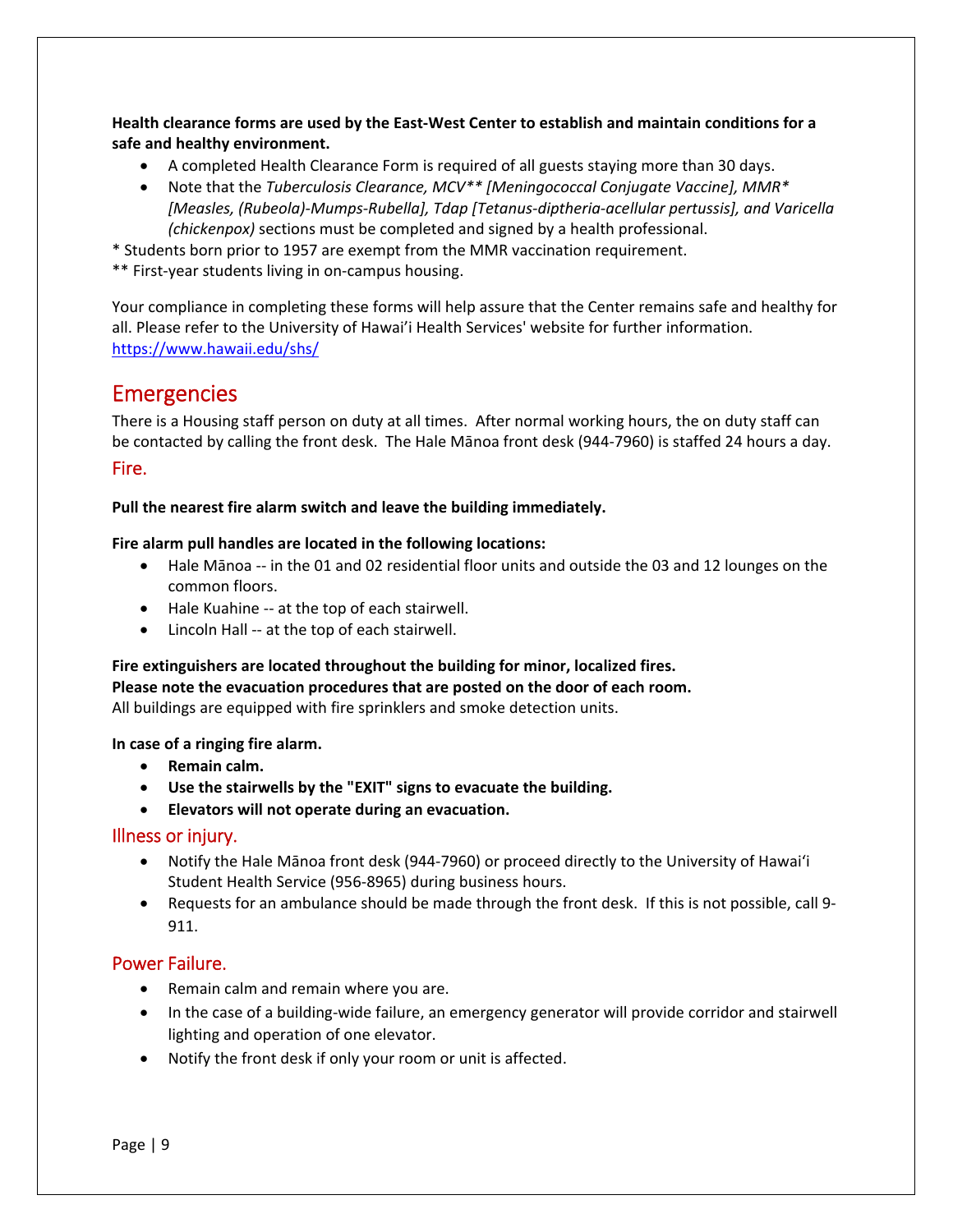**Health clearance forms are used by the East-West Center to establish and maintain conditions for a safe and healthy environment.**

- A completed Health Clearance Form is required of all guests staying more than 30 days.
- Note that the *Tuberculosis Clearance, MCV** [Meningococcal Conjugate Vaccine], MMR* [Measles, (Rubeola)-Mumps-Rubella], Tdap [Tetanus-diptheria-acellular pertussis], and Varicella (chickenpox)* sections must be completed and signed by a health professional.

\* Students born prior to 1957 are exempt from the MMR vaccination requirement.
\*\* First-year students living in on-campus housing.

Your compliance in completing these forms will help assure that the Center remains safe and healthy for all. Please refer to the University of Hawai'i Health Services' website for further information. https://www.hawaii.edu/shs/

## Emergencies

There is a Housing staff person on duty at all times. After normal working hours, the on duty staff can be contacted by calling the front desk. The Hale Mānoa front desk (944-7960) is staffed 24 hours a day.

### Fire.

**Pull the nearest fire alarm switch and leave the building immediately.**

**Fire alarm pull handles are located in the following locations:**

- Hale Mānoa -- in the 01 and 02 residential floor units and outside the 03 and 12 lounges on the common floors.
- Hale Kuahine -- at the top of each stairwell.
- Lincoln Hall -- at the top of each stairwell.

**Fire extinguishers are located throughout the building for minor, localized fires.**
**Please note the evacuation procedures that are posted on the door of each room.**
All buildings are equipped with fire sprinklers and smoke detection units.

**In case of a ringing fire alarm.**

- **Remain calm.**
- **Use the stairwells by the "EXIT" signs to evacuate the building.**
- **Elevators will not operate during an evacuation.**

### Illness or injury.

- Notify the Hale Mānoa front desk (944-7960) or proceed directly to the University of Hawaiʻi Student Health Service (956-8965) during business hours.
- Requests for an ambulance should be made through the front desk. If this is not possible, call 9-911.

### Power Failure.

- Remain calm and remain where you are.
- In the case of a building-wide failure, an emergency generator will provide corridor and stairwell lighting and operation of one elevator.
- Notify the front desk if only your room or unit is affected.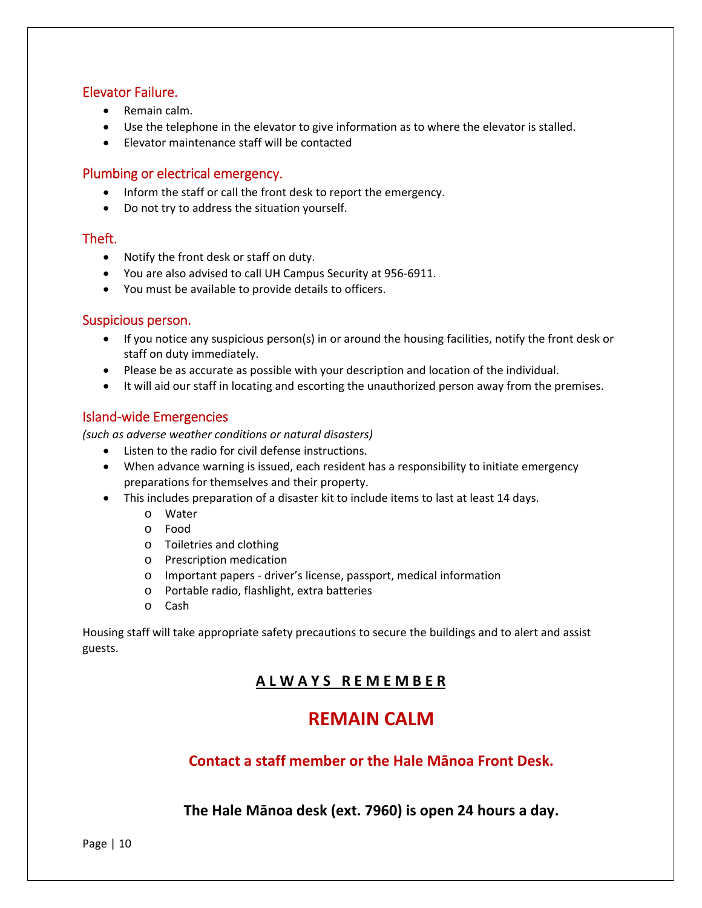### Elevator Failure.

- Remain calm.
- Use the telephone in the elevator to give information as to where the elevator is stalled.
- Elevator maintenance staff will be contacted

### Plumbing or electrical emergency.

- Inform the staff or call the front desk to report the emergency.
- Do not try to address the situation yourself.

### Theft.

- Notify the front desk or staff on duty.
- You are also advised to call UH Campus Security at 956-6911.
- You must be available to provide details to officers.

### Suspicious person.

- If you notice any suspicious person(s) in or around the housing facilities, notify the front desk or staff on duty immediately.
- Please be as accurate as possible with your description and location of the individual.
- It will aid our staff in locating and escorting the unauthorized person away from the premises.

### Island-wide Emergencies

*(such as adverse weather conditions or natural disasters)*

- Listen to the radio for civil defense instructions.
- When advance warning is issued, each resident has a responsibility to initiate emergency preparations for themselves and their property.
- This includes preparation of a disaster kit to include items to last at least 14 days.
  - Water
  - Food
  - Toiletries and clothing
  - Prescription medication
  - Important papers - driver's license, passport, medical information
  - Portable radio, flashlight, extra batteries
  - Cash

Housing staff will take appropriate safety precautions to secure the buildings and to alert and assist guests.

**A L W A Y S R E M E M B E R**

## REMAIN CALM

**Contact a staff member or the Hale Mānoa Front Desk.**

**The Hale Mānoa desk (ext. 7960) is open 24 hours a day.**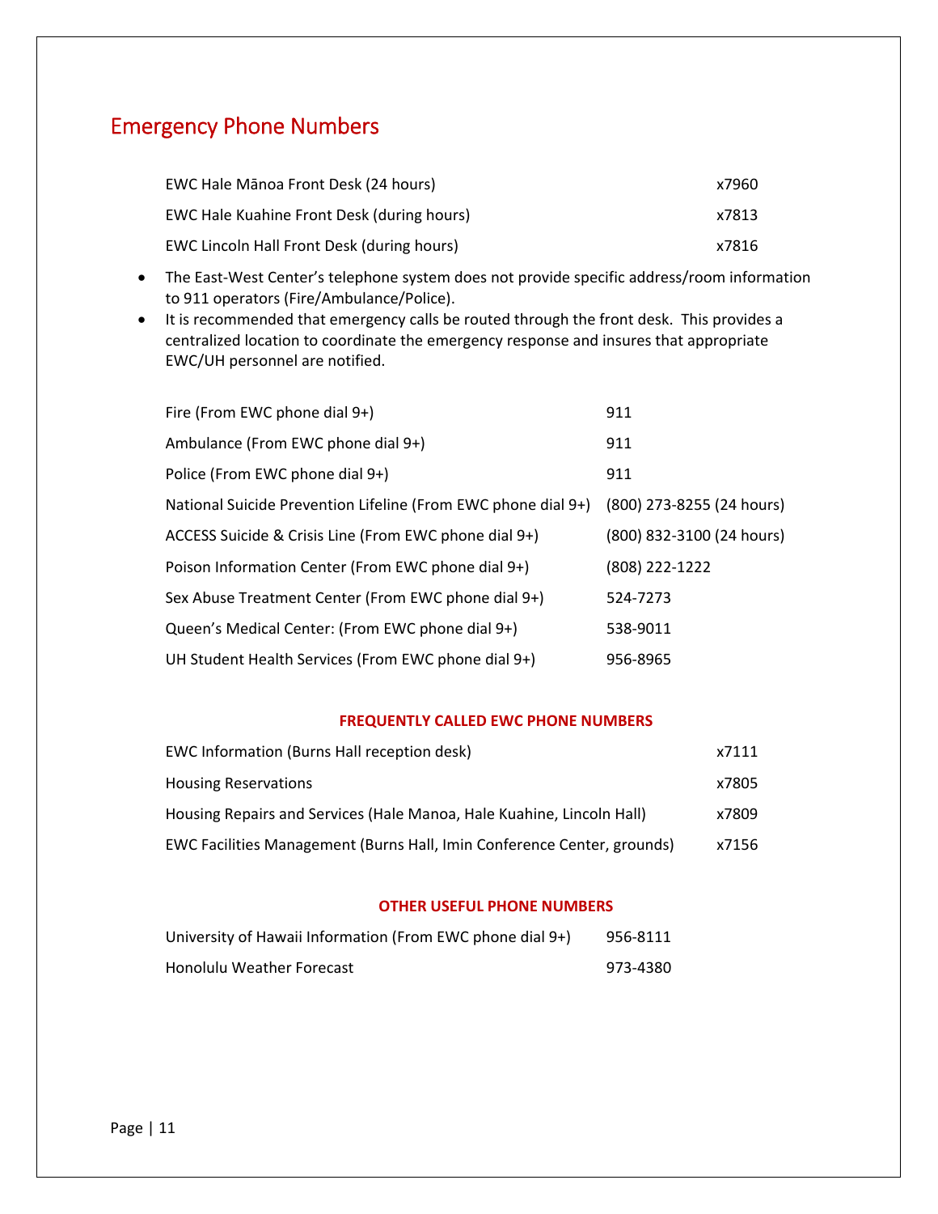## Emergency Phone Numbers

| | |
|---|---|
| EWC Hale Mānoa Front Desk (24 hours) | x7960 |
| EWC Hale Kuahine Front Desk (during hours) | x7813 |
| EWC Lincoln Hall Front Desk (during hours) | x7816 |

- The East-West Center's telephone system does not provide specific address/room information to 911 operators (Fire/Ambulance/Police).
- It is recommended that emergency calls be routed through the front desk. This provides a centralized location to coordinate the emergency response and insures that appropriate EWC/UH personnel are notified.

| | |
|---|---|
| Fire (From EWC phone dial 9+) | 911 |
| Ambulance (From EWC phone dial 9+) | 911 |
| Police (From EWC phone dial 9+) | 911 |
| National Suicide Prevention Lifeline (From EWC phone dial 9+) | (800) 273-8255 (24 hours) |
| ACCESS Suicide & Crisis Line (From EWC phone dial 9+) | (800) 832-3100 (24 hours) |
| Poison Information Center (From EWC phone dial 9+) | (808) 222-1222 |
| Sex Abuse Treatment Center (From EWC phone dial 9+) | 524-7273 |
| Queen's Medical Center: (From EWC phone dial 9+) | 538-9011 |
| UH Student Health Services (From EWC phone dial 9+) | 956-8965 |

**FREQUENTLY CALLED EWC PHONE NUMBERS**

| | |
|---|---|
| EWC Information (Burns Hall reception desk) | x7111 |
| Housing Reservations | x7805 |
| Housing Repairs and Services (Hale Manoa, Hale Kuahine, Lincoln Hall) | x7809 |
| EWC Facilities Management (Burns Hall, Imin Conference Center, grounds) | x7156 |

**OTHER USEFUL PHONE NUMBERS**

| | |
|---|---|
| University of Hawaii Information (From EWC phone dial 9+) | 956-8111 |
| Honolulu Weather Forecast | 973-4380 |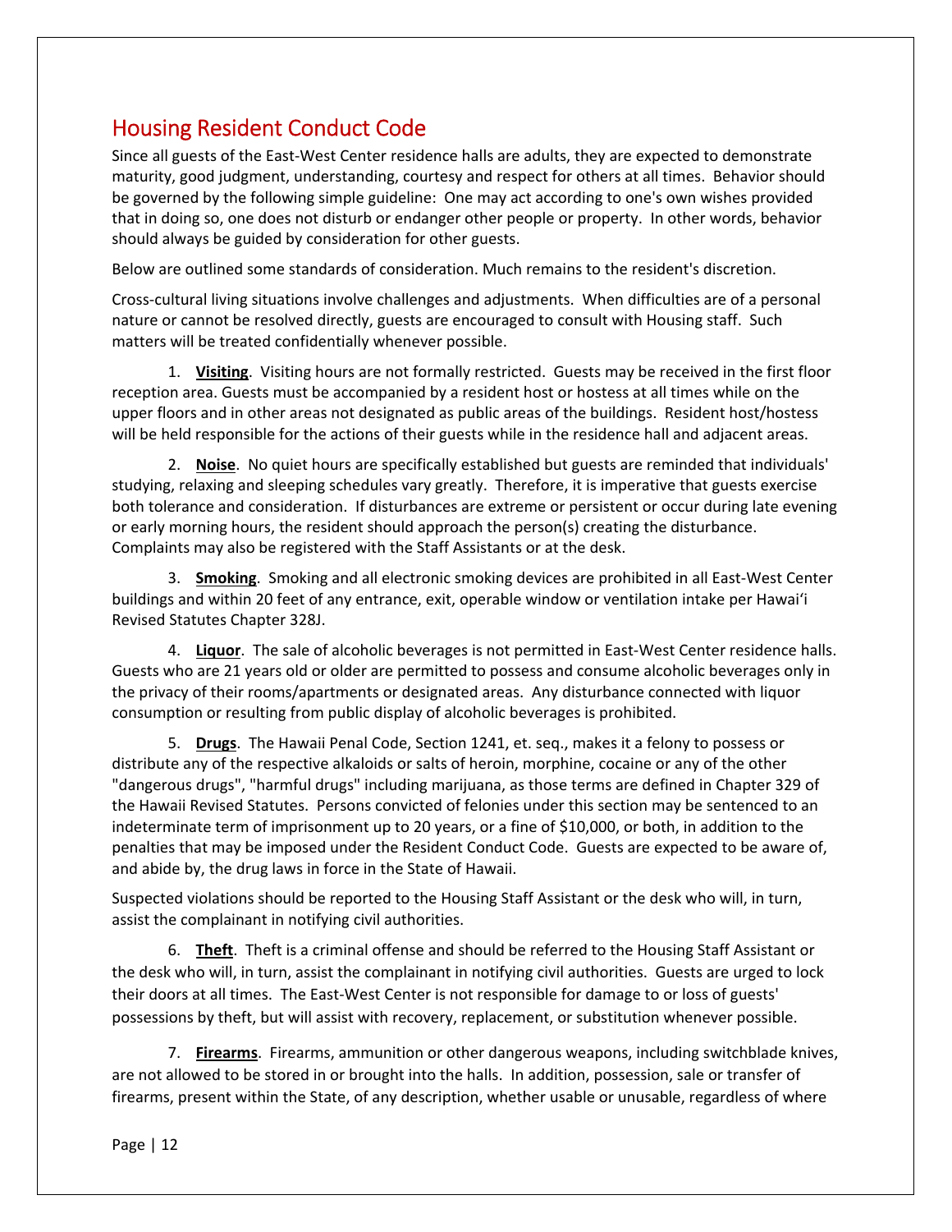## Housing Resident Conduct Code

Since all guests of the East-West Center residence halls are adults, they are expected to demonstrate maturity, good judgment, understanding, courtesy and respect for others at all times. Behavior should be governed by the following simple guideline: One may act according to one's own wishes provided that in doing so, one does not disturb or endanger other people or property. In other words, behavior should always be guided by consideration for other guests.

Below are outlined some standards of consideration. Much remains to the resident's discretion.

Cross-cultural living situations involve challenges and adjustments. When difficulties are of a personal nature or cannot be resolved directly, guests are encouraged to consult with Housing staff. Such matters will be treated confidentially whenever possible.

1. **Visiting**. Visiting hours are not formally restricted. Guests may be received in the first floor reception area. Guests must be accompanied by a resident host or hostess at all times while on the upper floors and in other areas not designated as public areas of the buildings. Resident host/hostess will be held responsible for the actions of their guests while in the residence hall and adjacent areas.

2. **Noise**. No quiet hours are specifically established but guests are reminded that individuals' studying, relaxing and sleeping schedules vary greatly. Therefore, it is imperative that guests exercise both tolerance and consideration. If disturbances are extreme or persistent or occur during late evening or early morning hours, the resident should approach the person(s) creating the disturbance. Complaints may also be registered with the Staff Assistants or at the desk.

3. **Smoking**. Smoking and all electronic smoking devices are prohibited in all East-West Center buildings and within 20 feet of any entrance, exit, operable window or ventilation intake per Hawai'i Revised Statutes Chapter 328J.

4. **Liquor**. The sale of alcoholic beverages is not permitted in East-West Center residence halls. Guests who are 21 years old or older are permitted to possess and consume alcoholic beverages only in the privacy of their rooms/apartments or designated areas. Any disturbance connected with liquor consumption or resulting from public display of alcoholic beverages is prohibited.

5. **Drugs**. The Hawaii Penal Code, Section 1241, et. seq., makes it a felony to possess or distribute any of the respective alkaloids or salts of heroin, morphine, cocaine or any of the other "dangerous drugs", "harmful drugs" including marijuana, as those terms are defined in Chapter 329 of the Hawaii Revised Statutes. Persons convicted of felonies under this section may be sentenced to an indeterminate term of imprisonment up to 20 years, or a fine of $10,000, or both, in addition to the penalties that may be imposed under the Resident Conduct Code. Guests are expected to be aware of, and abide by, the drug laws in force in the State of Hawaii.

Suspected violations should be reported to the Housing Staff Assistant or the desk who will, in turn, assist the complainant in notifying civil authorities.

6. **Theft**. Theft is a criminal offense and should be referred to the Housing Staff Assistant or the desk who will, in turn, assist the complainant in notifying civil authorities. Guests are urged to lock their doors at all times. The East-West Center is not responsible for damage to or loss of guests' possessions by theft, but will assist with recovery, replacement, or substitution whenever possible.

7. **Firearms**. Firearms, ammunition or other dangerous weapons, including switchblade knives, are not allowed to be stored in or brought into the halls. In addition, possession, sale or transfer of firearms, present within the State, of any description, whether usable or unusable, regardless of where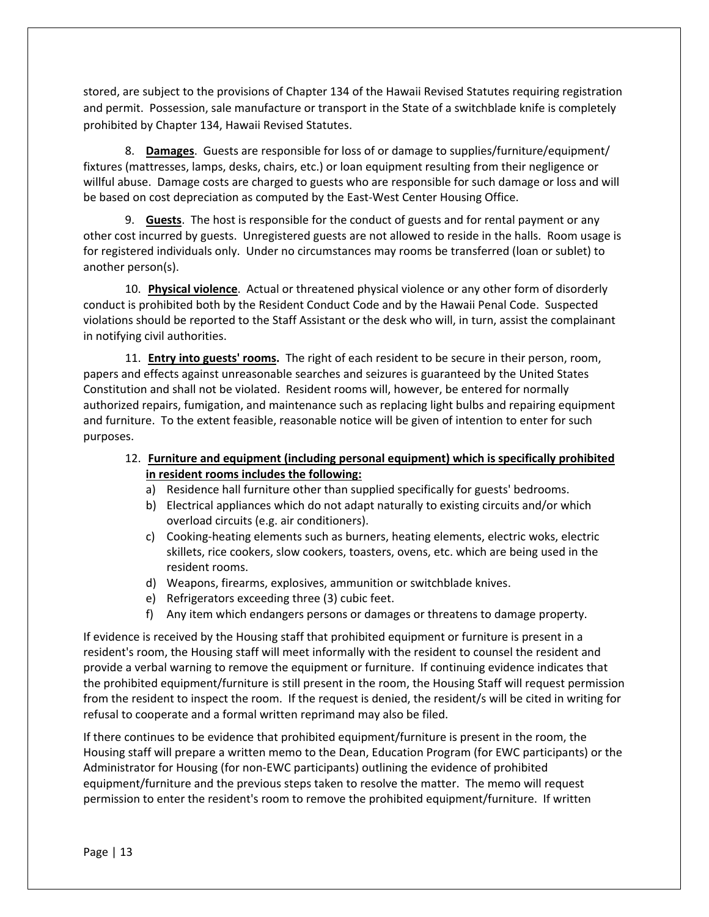stored, are subject to the provisions of Chapter 134 of the Hawaii Revised Statutes requiring registration and permit. Possession, sale manufacture or transport in the State of a switchblade knife is completely prohibited by Chapter 134, Hawaii Revised Statutes.

8. **Damages**. Guests are responsible for loss of or damage to supplies/furniture/equipment/ fixtures (mattresses, lamps, desks, chairs, etc.) or loan equipment resulting from their negligence or willful abuse. Damage costs are charged to guests who are responsible for such damage or loss and will be based on cost depreciation as computed by the East-West Center Housing Office.

9. **Guests**. The host is responsible for the conduct of guests and for rental payment or any other cost incurred by guests. Unregistered guests are not allowed to reside in the halls. Room usage is for registered individuals only. Under no circumstances may rooms be transferred (loan or sublet) to another person(s).

10. **Physical violence**. Actual or threatened physical violence or any other form of disorderly conduct is prohibited both by the Resident Conduct Code and by the Hawaii Penal Code. Suspected violations should be reported to the Staff Assistant or the desk who will, in turn, assist the complainant in notifying civil authorities.

11. **Entry into guests' rooms.** The right of each resident to be secure in their person, room, papers and effects against unreasonable searches and seizures is guaranteed by the United States Constitution and shall not be violated. Resident rooms will, however, be entered for normally authorized repairs, fumigation, and maintenance such as replacing light bulbs and repairing equipment and furniture. To the extent feasible, reasonable notice will be given of intention to enter for such purposes.

12. **Furniture and equipment (including personal equipment) which is specifically prohibited in resident rooms includes the following:**
    a) Residence hall furniture other than supplied specifically for guests' bedrooms.
    b) Electrical appliances which do not adapt naturally to existing circuits and/or which overload circuits (e.g. air conditioners).
    c) Cooking-heating elements such as burners, heating elements, electric woks, electric skillets, rice cookers, slow cookers, toasters, ovens, etc. which are being used in the resident rooms.
    d) Weapons, firearms, explosives, ammunition or switchblade knives.
    e) Refrigerators exceeding three (3) cubic feet.
    f) Any item which endangers persons or damages or threatens to damage property.

If evidence is received by the Housing staff that prohibited equipment or furniture is present in a resident's room, the Housing staff will meet informally with the resident to counsel the resident and provide a verbal warning to remove the equipment or furniture. If continuing evidence indicates that the prohibited equipment/furniture is still present in the room, the Housing Staff will request permission from the resident to inspect the room. If the request is denied, the resident/s will be cited in writing for refusal to cooperate and a formal written reprimand may also be filed.

If there continues to be evidence that prohibited equipment/furniture is present in the room, the Housing staff will prepare a written memo to the Dean, Education Program (for EWC participants) or the Administrator for Housing (for non-EWC participants) outlining the evidence of prohibited equipment/furniture and the previous steps taken to resolve the matter. The memo will request permission to enter the resident's room to remove the prohibited equipment/furniture. If written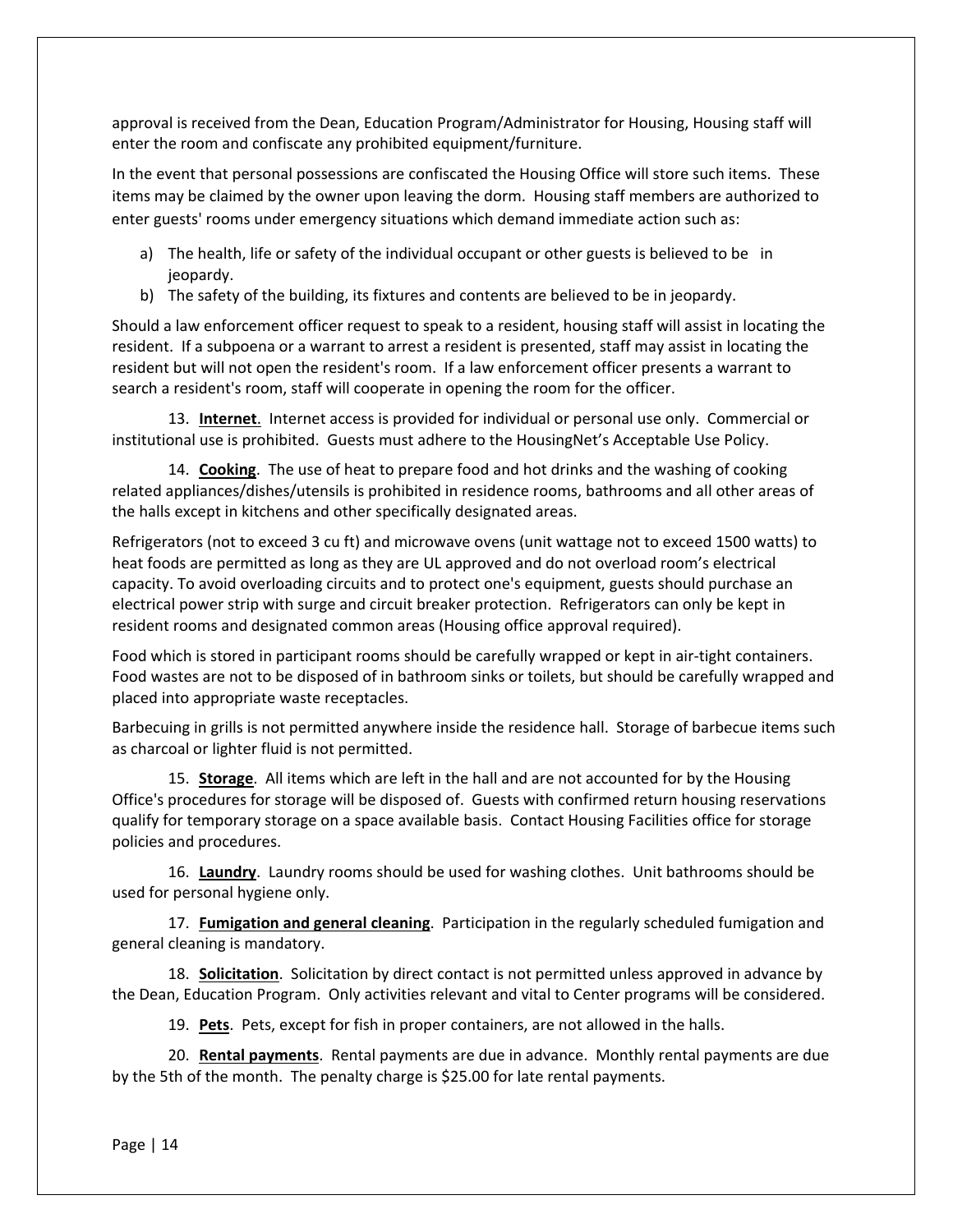approval is received from the Dean, Education Program/Administrator for Housing, Housing staff will enter the room and confiscate any prohibited equipment/furniture.

In the event that personal possessions are confiscated the Housing Office will store such items. These items may be claimed by the owner upon leaving the dorm. Housing staff members are authorized to enter guests' rooms under emergency situations which demand immediate action such as:

a) The health, life or safety of the individual occupant or other guests is believed to be in jeopardy.
b) The safety of the building, its fixtures and contents are believed to be in jeopardy.

Should a law enforcement officer request to speak to a resident, housing staff will assist in locating the resident. If a subpoena or a warrant to arrest a resident is presented, staff may assist in locating the resident but will not open the resident's room. If a law enforcement officer presents a warrant to search a resident's room, staff will cooperate in opening the room for the officer.

13. **Internet**. Internet access is provided for individual or personal use only. Commercial or institutional use is prohibited. Guests must adhere to the HousingNet's Acceptable Use Policy.

14. **Cooking**. The use of heat to prepare food and hot drinks and the washing of cooking related appliances/dishes/utensils is prohibited in residence rooms, bathrooms and all other areas of the halls except in kitchens and other specifically designated areas.

Refrigerators (not to exceed 3 cu ft) and microwave ovens (unit wattage not to exceed 1500 watts) to heat foods are permitted as long as they are UL approved and do not overload room's electrical capacity. To avoid overloading circuits and to protect one's equipment, guests should purchase an electrical power strip with surge and circuit breaker protection. Refrigerators can only be kept in resident rooms and designated common areas (Housing office approval required).

Food which is stored in participant rooms should be carefully wrapped or kept in air-tight containers. Food wastes are not to be disposed of in bathroom sinks or toilets, but should be carefully wrapped and placed into appropriate waste receptacles.

Barbecuing in grills is not permitted anywhere inside the residence hall. Storage of barbecue items such as charcoal or lighter fluid is not permitted.

15. **Storage**. All items which are left in the hall and are not accounted for by the Housing Office's procedures for storage will be disposed of. Guests with confirmed return housing reservations qualify for temporary storage on a space available basis. Contact Housing Facilities office for storage policies and procedures.

16. **Laundry**. Laundry rooms should be used for washing clothes. Unit bathrooms should be used for personal hygiene only.

17. **Fumigation and general cleaning**. Participation in the regularly scheduled fumigation and general cleaning is mandatory.

18. **Solicitation**. Solicitation by direct contact is not permitted unless approved in advance by the Dean, Education Program. Only activities relevant and vital to Center programs will be considered.

19. **Pets**. Pets, except for fish in proper containers, are not allowed in the halls.

20. **Rental payments**. Rental payments are due in advance. Monthly rental payments are due by the 5th of the month. The penalty charge is $25.00 for late rental payments.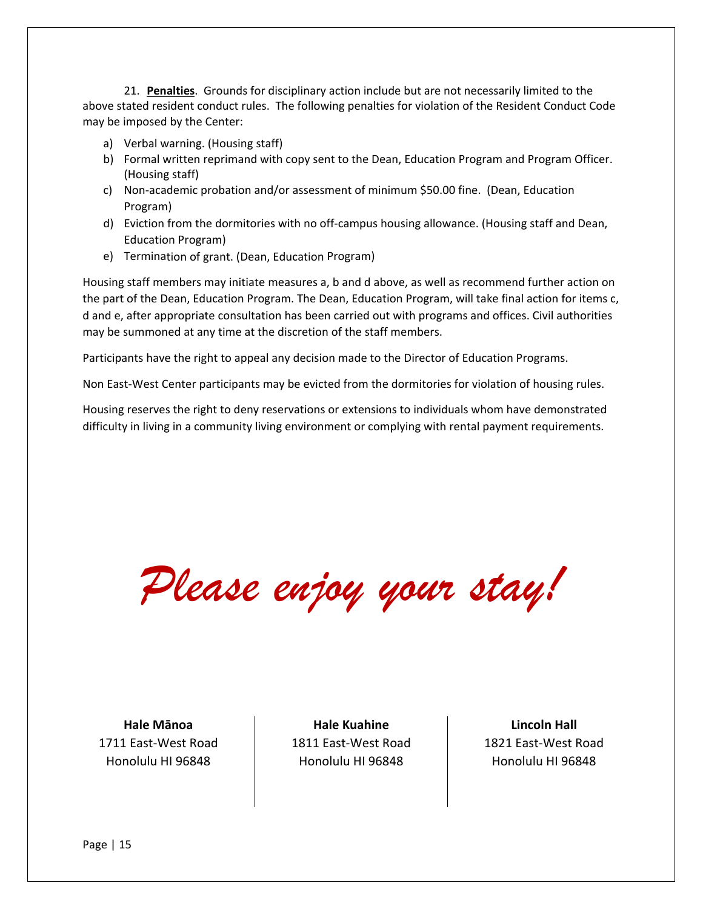21. **Penalties**. Grounds for disciplinary action include but are not necessarily limited to the above stated resident conduct rules. The following penalties for violation of the Resident Conduct Code may be imposed by the Center:

a) Verbal warning. (Housing staff)
b) Formal written reprimand with copy sent to the Dean, Education Program and Program Officer. (Housing staff)
c) Non-academic probation and/or assessment of minimum $50.00 fine. (Dean, Education Program)
d) Eviction from the dormitories with no off-campus housing allowance. (Housing staff and Dean, Education Program)
e) Termination of grant. (Dean, Education Program)

Housing staff members may initiate measures a, b and d above, as well as recommend further action on the part of the Dean, Education Program. The Dean, Education Program, will take final action for items c, d and e, after appropriate consultation has been carried out with programs and offices. Civil authorities may be summoned at any time at the discretion of the staff members.

Participants have the right to appeal any decision made to the Director of Education Programs.

Non East-West Center participants may be evicted from the dormitories for violation of housing rules.

Housing reserves the right to deny reservations or extensions to individuals whom have demonstrated difficulty in living in a community living environment or complying with rental payment requirements.

*Please enjoy your stay!*

**Hale Mānoa**
1711 East-West Road
Honolulu HI 96848

**Hale Kuahine**
1811 East-West Road
Honolulu HI 96848

**Lincoln Hall**
1821 East-West Road
Honolulu HI 96848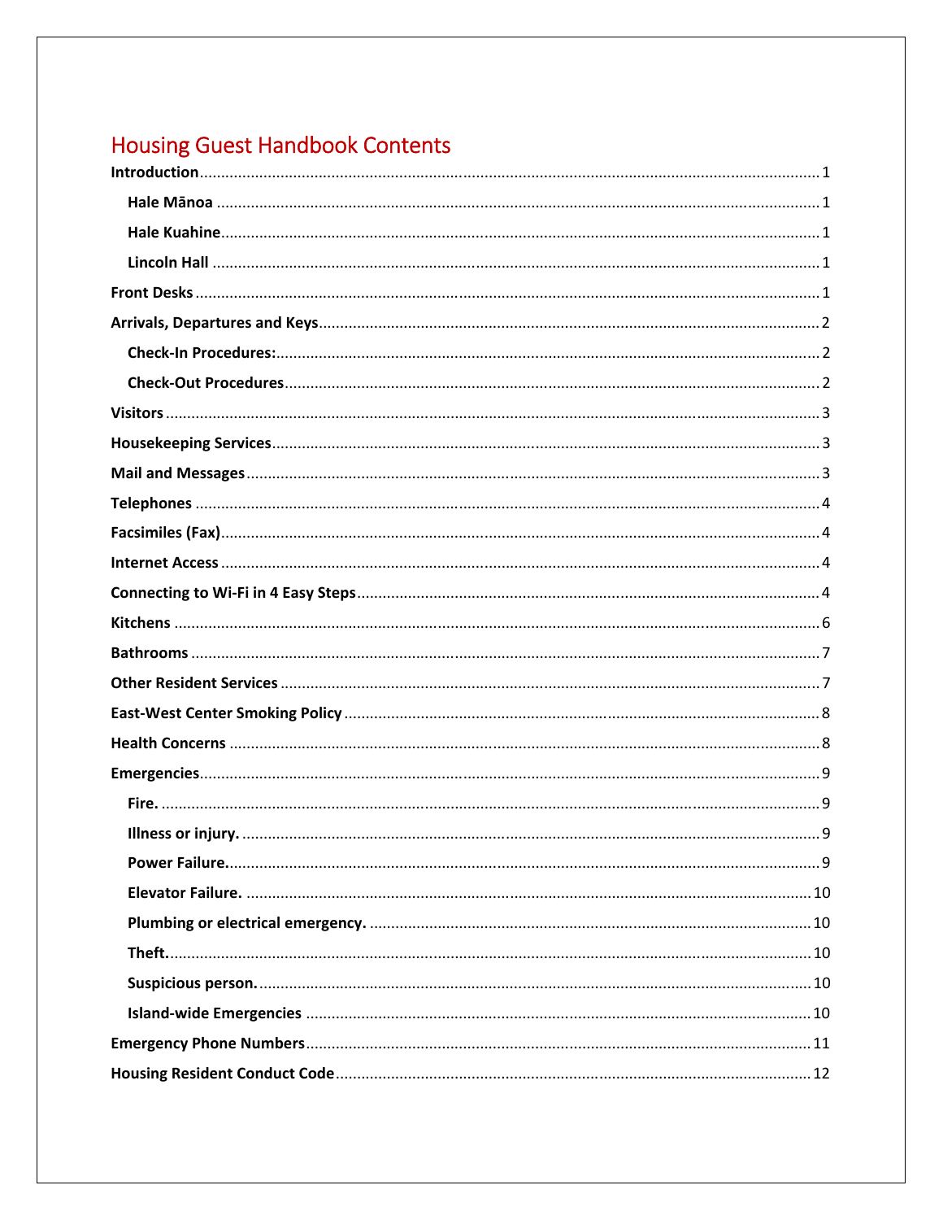# Housing Guest Handbook Contents

**Introduction** ........ 1

- **Hale Mānoa** ........ 1
- **Hale Kuahine** ........ 1
- **Lincoln Hall** ........ 1

**Front Desks** ........ 1

**Arrivals, Departures and Keys** ........ 2

- **Check-In Procedures:** ........ 2
- **Check-Out Procedures** ........ 2

**Visitors** ........ 3

**Housekeeping Services** ........ 3

**Mail and Messages** ........ 3

**Telephones** ........ 4

**Facsimiles (Fax)** ........ 4

**Internet Access** ........ 4

**Connecting to Wi-Fi in 4 Easy Steps** ........ 4

**Kitchens** ........ 6

**Bathrooms** ........ 7

**Other Resident Services** ........ 7

**East-West Center Smoking Policy** ........ 8

**Health Concerns** ........ 8

**Emergencies** ........ 9

- **Fire.** ........ 9
- **Illness or injury.** ........ 9
- **Power Failure.** ........ 9
- **Elevator Failure.** ........ 10
- **Plumbing or electrical emergency.** ........ 10
- **Theft.** ........ 10
- **Suspicious person.** ........ 10
- **Island-wide Emergencies** ........ 10

**Emergency Phone Numbers** ........ 11

**Housing Resident Conduct Code** ........ 12